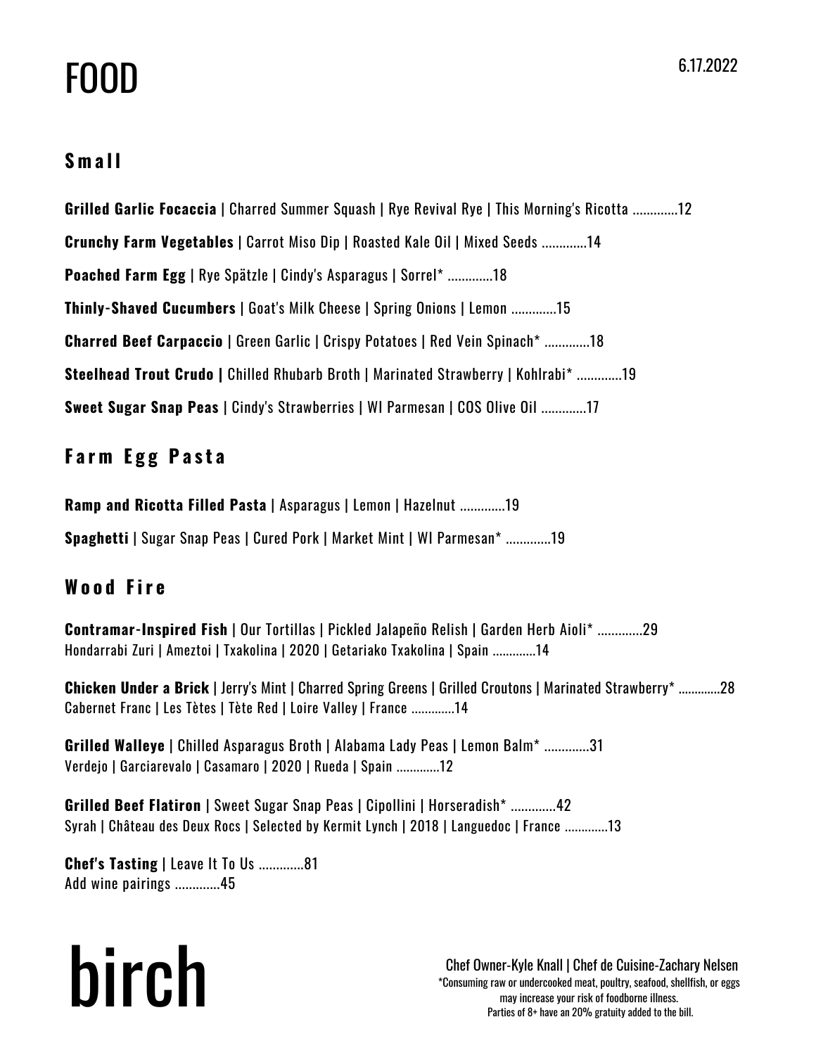# FOOD

6.17.2022

## Small

**Grilled Garlic Focaccia** | Charred Summer Squash | Rye Revival Rye | This Morning's Ricotta .............12

**Crunchy Farm Vegetables** | Carrot Miso Dip | Roasted Kale Oil | Mixed Seeds .............14

**Poached Farm Egg** | Rye Spätzle | Cindy's Asparagus | Sorrel* .............18

**Thinly-Shaved Cucumbers** | Goat's Milk Cheese | Spring Onions | Lemon .............15

**Charred Beef Carpaccio** | Green Garlic | Crispy Potatoes | Red Vein Spinach* .............18

**Steelhead Trout Crudo** | Chilled Rhubarb Broth | Marinated Strawberry | Kohlrabi* .............19

**Sweet Sugar Snap Peas** | Cindy's Strawberries | WI Parmesan | COS Olive Oil .............17

## Farm Egg Pasta

**Ramp and Ricotta Filled Pasta** | Asparagus | Lemon | Hazelnut .............19

**Spaghetti** | Sugar Snap Peas | Cured Pork | Market Mint | WI Parmesan* .............19

## Wood Fire

**Contramar-Inspired Fish** | Our Tortillas | Pickled Jalapeño Relish | Garden Herb Aioli* .............29
Hondarrabi Zuri | Ameztoi | Txakolina | 2020 | Getariako Txakolina | Spain .............14

**Chicken Under a Brick** | Jerry's Mint | Charred Spring Greens | Grilled Croutons | Marinated Strawberry* .............28
Cabernet Franc | Les Tètes | Tète Red | Loire Valley | France .............14

**Grilled Walleye** | Chilled Asparagus Broth | Alabama Lady Peas | Lemon Balm* .............31
Verdejo | Garciarevalo | Casamaro | 2020 | Rueda | Spain .............12

**Grilled Beef Flatiron** | Sweet Sugar Snap Peas | Cipollini | Horseradish* .............42
Syrah | Château des Deux Rocs | Selected by Kermit Lynch | 2018 | Languedoc | France .............13

**Chef's Tasting** | Leave It To Us .............81
Add wine pairings .............45

# birch

Chef Owner-Kyle Knall | Chef de Cuisine-Zachary Nelsen

*Consuming raw or undercooked meat, poultry, seafood, shellfish, or eggs may increase your risk of foodborne illness.

Parties of 8+ have an 20% gratuity added to the bill.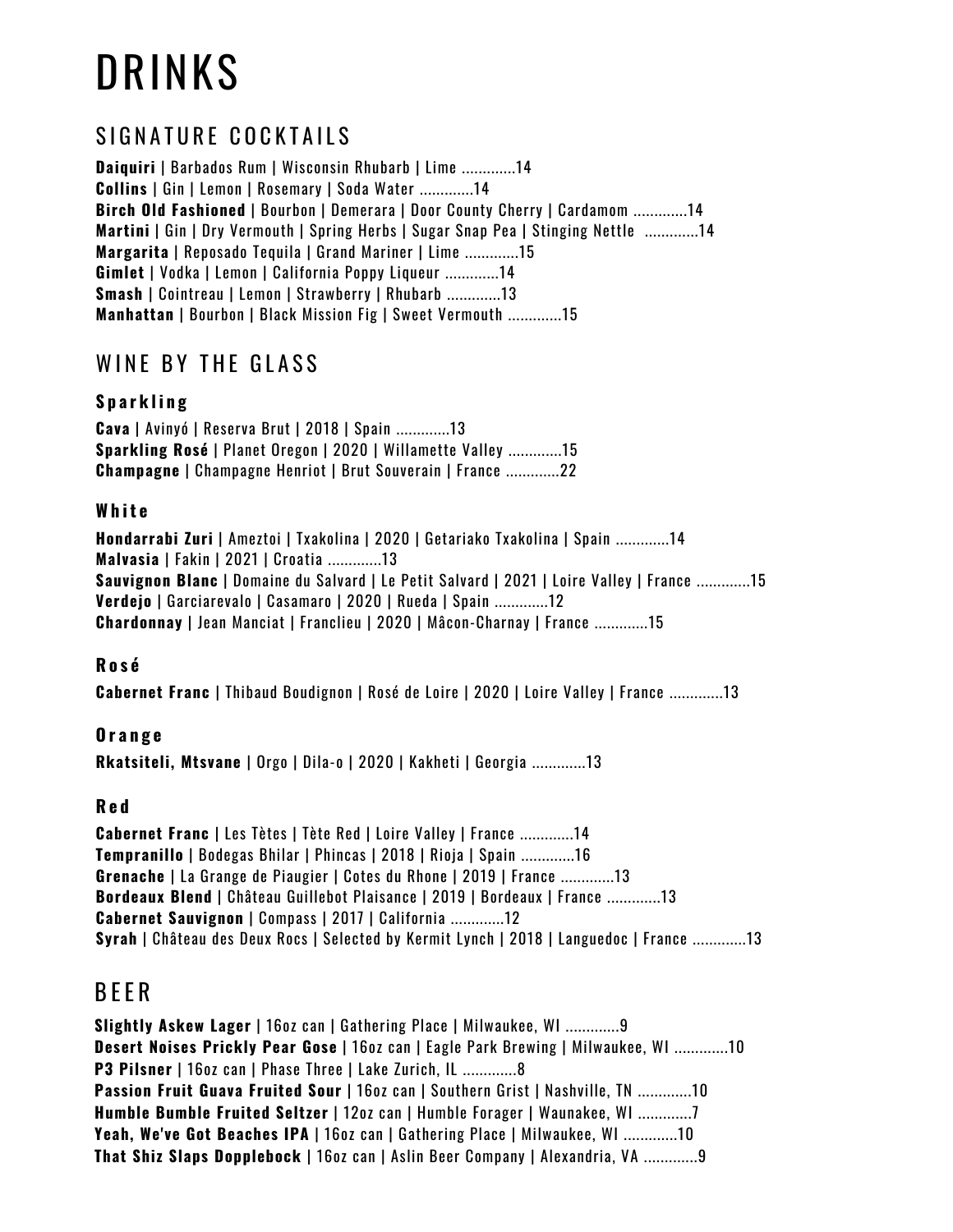# DRINKS

## SIGNATURE COCKTAILS

**Daiquiri** | Barbados Rum | Wisconsin Rhubarb | Lime .............14
**Collins** | Gin | Lemon | Rosemary | Soda Water .............14
**Birch Old Fashioned** | Bourbon | Demerara | Door County Cherry | Cardamom .............14
**Martini** | Gin | Dry Vermouth | Spring Herbs | Sugar Snap Pea | Stinging Nettle .............14
**Margarita** | Reposado Tequila | Grand Mariner | Lime .............15
**Gimlet** | Vodka | Lemon | California Poppy Liqueur .............14
**Smash** | Cointreau | Lemon | Strawberry | Rhubarb .............13
**Manhattan** | Bourbon | Black Mission Fig | Sweet Vermouth .............15

## WINE BY THE GLASS

### Sparkling

**Cava** | Avinyó | Reserva Brut | 2018 | Spain .............13
**Sparkling Rosé** | Planet Oregon | 2020 | Willamette Valley .............15
**Champagne** | Champagne Henriot | Brut Souverain | France .............22

### White

**Hondarrabi Zuri** | Ameztoi | Txakolina | 2020 | Getariako Txakolina | Spain .............14
**Malvasia** | Fakin | 2021 | Croatia .............13
**Sauvignon Blanc** | Domaine du Salvard | Le Petit Salvard | 2021 | Loire Valley | France .............15
**Verdejo** | Garciarevalo | Casamaro | 2020 | Rueda | Spain .............12
**Chardonnay** | Jean Manciat | Franclieu | 2020 | Mâcon-Charnay | France .............15

### Rosé

**Cabernet Franc** | Thibaud Boudignon | Rosé de Loire | 2020 | Loire Valley | France .............13

### Orange

**Rkatsiteli, Mtsvane** | Orgo | Dila-o | 2020 | Kakheti | Georgia .............13

### Red

**Cabernet Franc** | Les Tètes | Tète Red | Loire Valley | France .............14
**Tempranillo** | Bodegas Bhilar | Phincas | 2018 | Rioja | Spain .............16
**Grenache** | La Grange de Piaugier | Cotes du Rhone | 2019 | France .............13
**Bordeaux Blend** | Château Guillebot Plaisance | 2019 | Bordeaux | France .............13
**Cabernet Sauvignon** | Compass | 2017 | California .............12
**Syrah** | Château des Deux Rocs | Selected by Kermit Lynch | 2018 | Languedoc | France .............13

## BEER

**Slightly Askew Lager** | 16oz can | Gathering Place | Milwaukee, WI .............9
**Desert Noises Prickly Pear Gose** | 16oz can | Eagle Park Brewing | Milwaukee, WI .............10
**P3 Pilsner** | 16oz can | Phase Three | Lake Zurich, IL .............8
**Passion Fruit Guava Fruited Sour** | 16oz can | Southern Grist | Nashville, TN .............10
**Humble Bumble Fruited Seltzer** | 12oz can | Humble Forager | Waunakee, WI .............7
**Yeah, We've Got Beaches IPA** | 16oz can | Gathering Place | Milwaukee, WI .............10
**That Shiz Slaps Dopplebock** | 16oz can | Aslin Beer Company | Alexandria, VA .............9